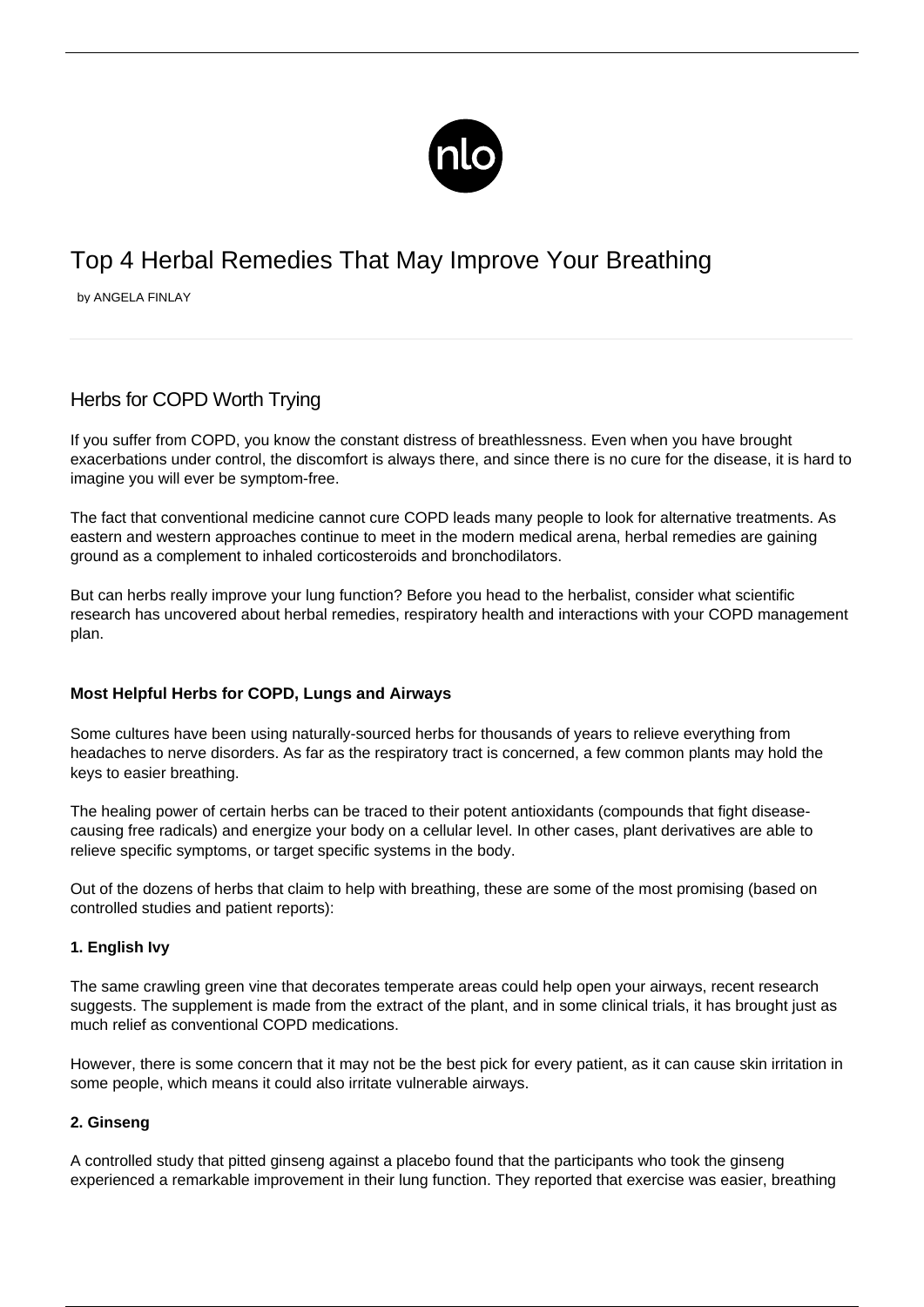# Top 4 Herbal Remedies That May Improve Your Breathing

by ANGELA FINLAY

## Herbs for COPD Worth Trying

If you suffer from COPD, you know the constant distress of breathlessness. Even when you have brought exacerbations under control, the discomfort is always there, and since there is no cure for the disease, it is hard to imagine you will ever be symptom-free.

The fact that conventional medicine cannot cure COPD leads many people to look for alternative treatments. As eastern and western approaches continue to meet in the modern medical arena, herbal remedies are gaining ground as a complement to inhaled corticosteroids and bronchodilators.

But can herbs really improve your lung function? Before you head to the herbalist, consider what scientific research has uncovered about herbal remedies, respiratory health and interactions with your COPD management plan.

### Most Helpful Herbs for COPD, Lungs and Airways

Some cultures have been using naturally-sourced herbs for thousands of years to relieve everything from headaches to nerve disorders. As far as the respiratory tract is concerned, a few common plants may hold the keys to easier breathing.

The healing power of certain herbs can be traced to their potent antioxidants (compounds that fight disease-causing free radicals) and energize your body on a cellular level. In other cases, plant derivatives are able to relieve specific symptoms, or target specific systems in the body.

Out of the dozens of herbs that claim to help with breathing, these are some of the most promising (based on controlled studies and patient reports):

#### 1. English Ivy

The same crawling green vine that decorates temperate areas could help open your airways, recent research suggests. The supplement is made from the extract of the plant, and in some clinical trials, it has brought just as much relief as conventional COPD medications.

However, there is some concern that it may not be the best pick for every patient, as it can cause skin irritation in some people, which means it could also irritate vulnerable airways.

#### 2. Ginseng

A controlled study that pitted ginseng against a placebo found that the participants who took the ginseng experienced a remarkable improvement in their lung function. They reported that exercise was easier, breathing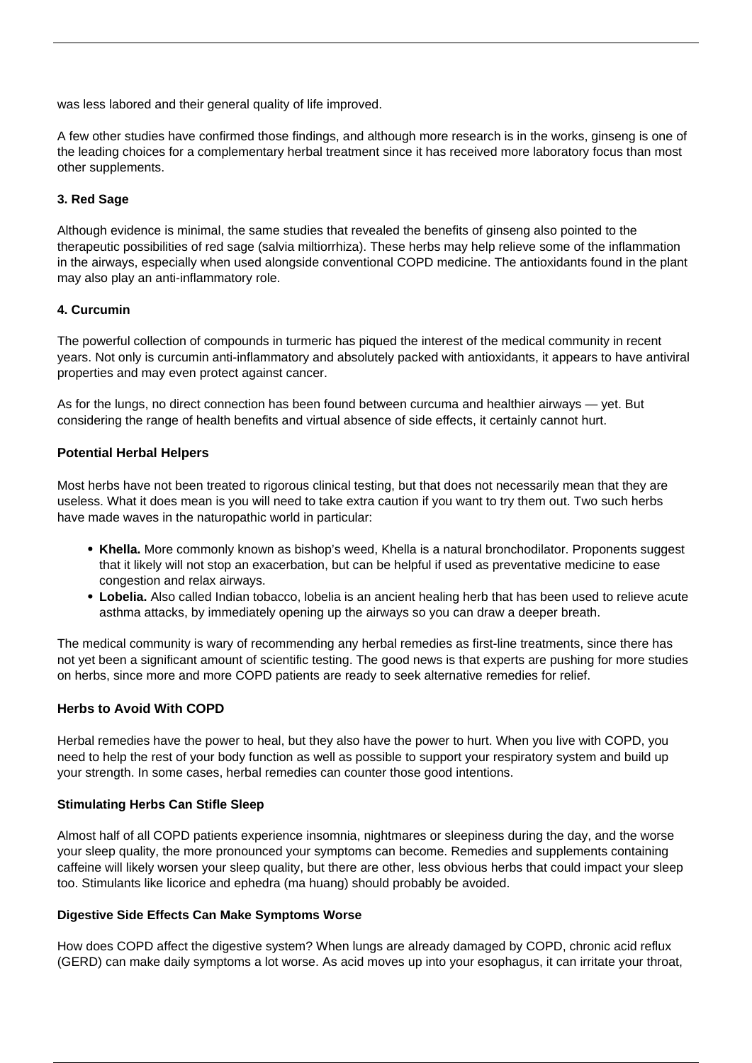was less labored and their general quality of life improved.

A few other studies have confirmed those findings, and although more research is in the works, ginseng is one of the leading choices for a complementary herbal treatment since it has received more laboratory focus than most other supplements.

#### 3. Red Sage

Although evidence is minimal, the same studies that revealed the benefits of ginseng also pointed to the therapeutic possibilities of red sage (salvia miltiorrhiza). These herbs may help relieve some of the inflammation in the airways, especially when used alongside conventional COPD medicine. The antioxidants found in the plant may also play an anti-inflammatory role.

#### 4. Curcumin

The powerful collection of compounds in turmeric has piqued the interest of the medical community in recent years. Not only is curcumin anti-inflammatory and absolutely packed with antioxidants, it appears to have antiviral properties and may even protect against cancer.

As for the lungs, no direct connection has been found between curcuma and healthier airways — yet. But considering the range of health benefits and virtual absence of side effects, it certainly cannot hurt.

### Potential Herbal Helpers

Most herbs have not been treated to rigorous clinical testing, but that does not necessarily mean that they are useless. What it does mean is you will need to take extra caution if you want to try them out. Two such herbs have made waves in the naturopathic world in particular:

- **Khella.** More commonly known as bishop's weed, Khella is a natural bronchodilator. Proponents suggest that it likely will not stop an exacerbation, but can be helpful if used as preventative medicine to ease congestion and relax airways.
- **Lobelia.** Also called Indian tobacco, lobelia is an ancient healing herb that has been used to relieve acute asthma attacks, by immediately opening up the airways so you can draw a deeper breath.

The medical community is wary of recommending any herbal remedies as first-line treatments, since there has not yet been a significant amount of scientific testing. The good news is that experts are pushing for more studies on herbs, since more and more COPD patients are ready to seek alternative remedies for relief.

### Herbs to Avoid With COPD

Herbal remedies have the power to heal, but they also have the power to hurt. When you live with COPD, you need to help the rest of your body function as well as possible to support your respiratory system and build up your strength. In some cases, herbal remedies can counter those good intentions.

#### Stimulating Herbs Can Stifle Sleep

Almost half of all COPD patients experience insomnia, nightmares or sleepiness during the day, and the worse your sleep quality, the more pronounced your symptoms can become. Remedies and supplements containing caffeine will likely worsen your sleep quality, but there are other, less obvious herbs that could impact your sleep too. Stimulants like licorice and ephedra (ma huang) should probably be avoided.

#### Digestive Side Effects Can Make Symptoms Worse

How does COPD affect the digestive system? When lungs are already damaged by COPD, chronic acid reflux (GERD) can make daily symptoms a lot worse. As acid moves up into your esophagus, it can irritate your throat,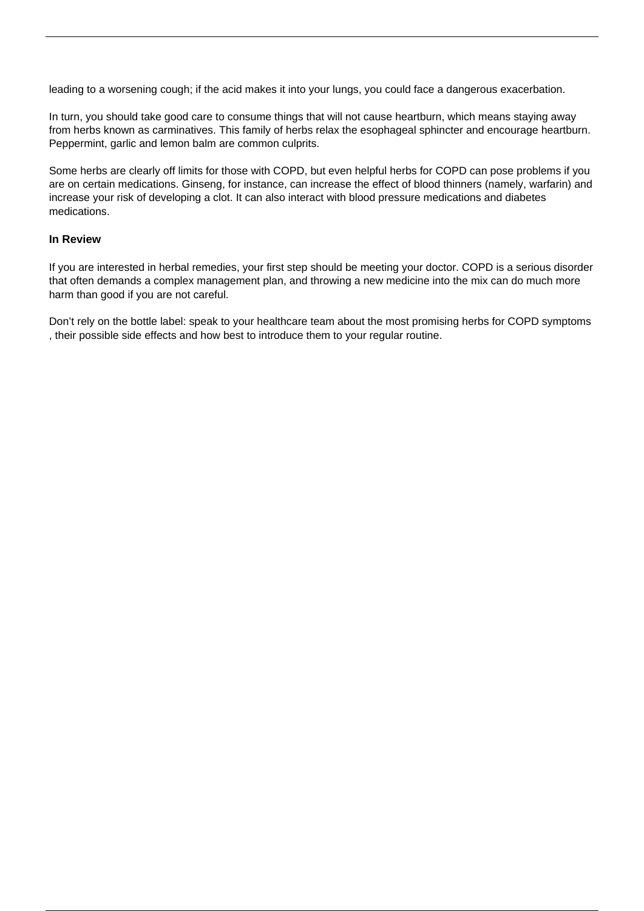leading to a worsening cough; if the acid makes it into your lungs, you could face a dangerous exacerbation.

In turn, you should take good care to consume things that will not cause heartburn, which means staying away from herbs known as carminatives. This family of herbs relax the esophageal sphincter and encourage heartburn. Peppermint, garlic and lemon balm are common culprits.

Some herbs are clearly off limits for those with COPD, but even helpful herbs for COPD can pose problems if you are on certain medications. Ginseng, for instance, can increase the effect of blood thinners (namely, warfarin) and increase your risk of developing a clot. It can also interact with blood pressure medications and diabetes medications.

**In Review**

If you are interested in herbal remedies, your first step should be meeting your doctor. COPD is a serious disorder that often demands a complex management plan, and throwing a new medicine into the mix can do much more harm than good if you are not careful.

Don't rely on the bottle label: speak to your healthcare team about the most promising herbs for COPD symptoms , their possible side effects and how best to introduce them to your regular routine.